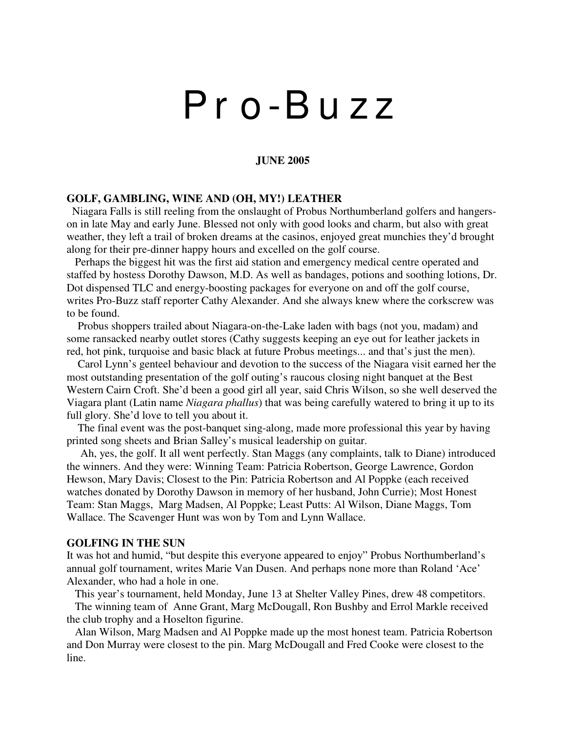# Pro-Buzz

**JUNE 2005**

**GOLF, GAMBLING, WINE AND (OH, MY!) LEATHER**

Niagara Falls is still reeling from the onslaught of Probus Northumberland golfers and hangers-on in late May and early June. Blessed not only with good looks and charm, but also with great weather, they left a trail of broken dreams at the casinos, enjoyed great munchies they'd brought along for their pre-dinner happy hours and excelled on the golf course.

Perhaps the biggest hit was the first aid station and emergency medical centre operated and staffed by hostess Dorothy Dawson, M.D. As well as bandages, potions and soothing lotions, Dr. Dot dispensed TLC and energy-boosting packages for everyone on and off the golf course, writes Pro-Buzz staff reporter Cathy Alexander. And she always knew where the corkscrew was to be found.

Probus shoppers trailed about Niagara-on-the-Lake laden with bags (not you, madam) and some ransacked nearby outlet stores (Cathy suggests keeping an eye out for leather jackets in red, hot pink, turquoise and basic black at future Probus meetings... and that's just the men).

Carol Lynn's genteel behaviour and devotion to the success of the Niagara visit earned her the most outstanding presentation of the golf outing's raucous closing night banquet at the Best Western Cairn Croft. She'd been a good girl all year, said Chris Wilson, so she well deserved the Viagara plant (Latin name *Niagara phallus*) that was being carefully watered to bring it up to its full glory. She'd love to tell you about it.

The final event was the post-banquet sing-along, made more professional this year by having printed song sheets and Brian Salley's musical leadership on guitar.

Ah, yes, the golf. It all went perfectly. Stan Maggs (any complaints, talk to Diane) introduced the winners. And they were: Winning Team: Patricia Robertson, George Lawrence, Gordon Hewson, Mary Davis; Closest to the Pin: Patricia Robertson and Al Poppke (each received watches donated by Dorothy Dawson in memory of her husband, John Currie); Most Honest Team: Stan Maggs, Marg Madsen, Al Poppke; Least Putts: Al Wilson, Diane Maggs, Tom Wallace. The Scavenger Hunt was won by Tom and Lynn Wallace.

**GOLFING IN THE SUN**

It was hot and humid, "but despite this everyone appeared to enjoy" Probus Northumberland's annual golf tournament, writes Marie Van Dusen. And perhaps none more than Roland 'Ace' Alexander, who had a hole in one.

This year's tournament, held Monday, June 13 at Shelter Valley Pines, drew 48 competitors.

The winning team of Anne Grant, Marg McDougall, Ron Bushby and Errol Markle received the club trophy and a Hoselton figurine.

Alan Wilson, Marg Madsen and Al Poppke made up the most honest team. Patricia Robertson and Don Murray were closest to the pin. Marg McDougall and Fred Cooke were closest to the line.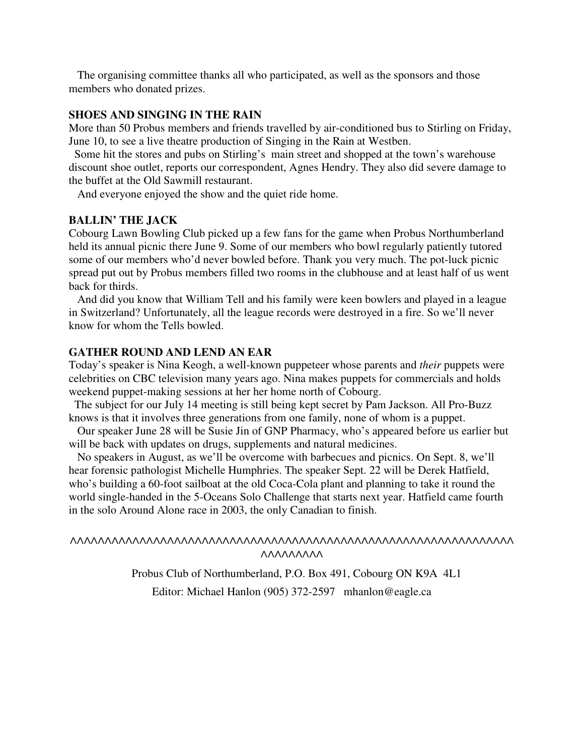The organising committee thanks all who participated, as well as the sponsors and those members who donated prizes.

**SHOES AND SINGING IN THE RAIN**

More than 50 Probus members and friends travelled by air-conditioned bus to Stirling on Friday, June 10, to see a live theatre production of Singing in the Rain at Westben.

Some hit the stores and pubs on Stirling's main street and shopped at the town's warehouse discount shoe outlet, reports our correspondent, Agnes Hendry. They also did severe damage to the buffet at the Old Sawmill restaurant.

And everyone enjoyed the show and the quiet ride home.

**BALLIN' THE JACK**

Cobourg Lawn Bowling Club picked up a few fans for the game when Probus Northumberland held its annual picnic there June 9. Some of our members who bowl regularly patiently tutored some of our members who'd never bowled before. Thank you very much. The pot-luck picnic spread put out by Probus members filled two rooms in the clubhouse and at least half of us went back for thirds.

And did you know that William Tell and his family were keen bowlers and played in a league in Switzerland? Unfortunately, all the league records were destroyed in a fire. So we'll never know for whom the Tells bowled.

**GATHER ROUND AND LEND AN EAR**

Today's speaker is Nina Keogh, a well-known puppeteer whose parents and *their* puppets were celebrities on CBC television many years ago. Nina makes puppets for commercials and holds weekend puppet-making sessions at her her home north of Cobourg.

The subject for our July 14 meeting is still being kept secret by Pam Jackson. All Pro-Buzz knows is that it involves three generations from one family, none of whom is a puppet.

Our speaker June 28 will be Susie Jin of GNP Pharmacy, who's appeared before us earlier but will be back with updates on drugs, supplements and natural medicines.

No speakers in August, as we'll be overcome with barbecues and picnics. On Sept. 8, we'll hear forensic pathologist Michelle Humphries. The speaker Sept. 22 will be Derek Hatfield, who's building a 60-foot sailboat at the old Coca-Cola plant and planning to take it round the world single-handed in the 5-Oceans Solo Challenge that starts next year. Hatfield came fourth in the solo Around Alone race in 2003, the only Canadian to finish.

^^^^^^^^^^^^^^^^^^^^^^^^^^^^^^^^^^^^^^^^^^^^^^^^^^^^^^^^^^^^^^^^^^^^^^^^^^^^^^^^^^^^

Probus Club of Northumberland, P.O. Box 491, Cobourg ON K9A 4L1

Editor: Michael Hanlon (905) 372-2597 mhanlon@eagle.ca